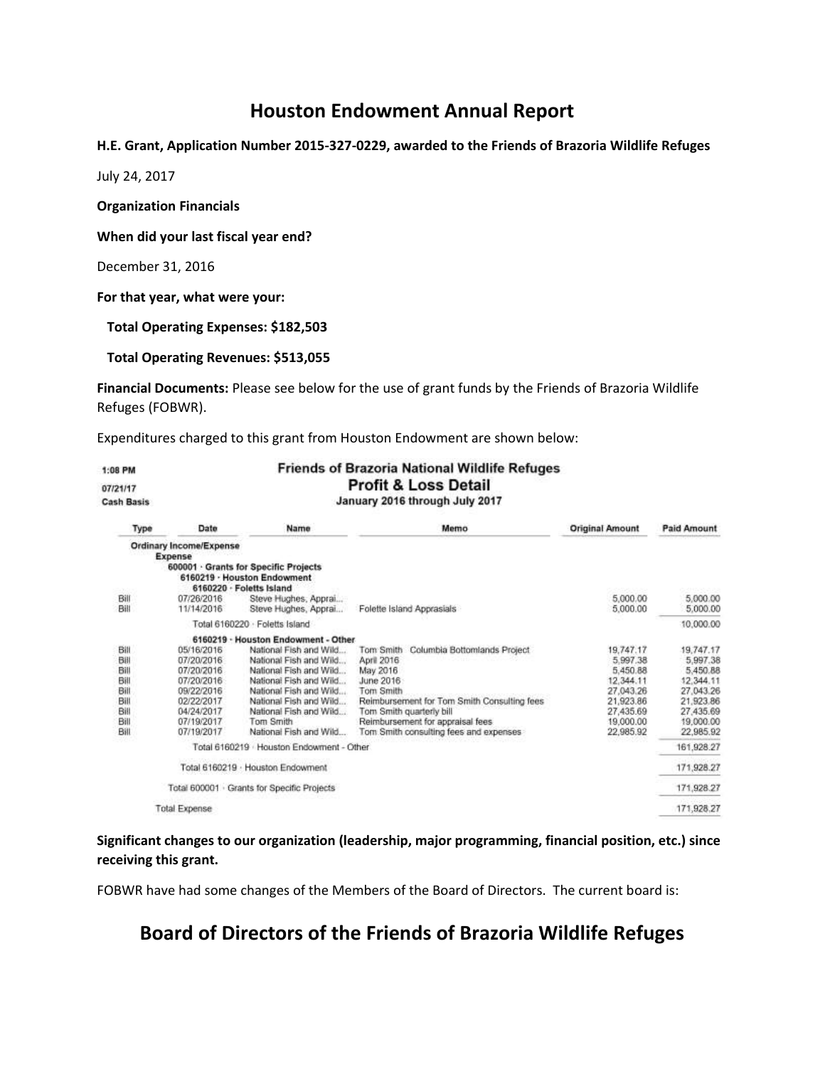# Houston Endowment Annual Report

**H.E. Grant, Application Number 2015-327-0229, awarded to the Friends of Brazoria Wildlife Refuges**

July 24, 2017

**Organization Financials**

**When did your last fiscal year end?**

December 31, 2016

**For that year, what were your:**

**Total Operating Expenses: $182,503**

**Total Operating Revenues: $513,055**

**Financial Documents:** Please see below for the use of grant funds by the Friends of Brazoria Wildlife Refuges (FOBWR).

Expenditures charged to this grant from Houston Endowment are shown below:

1:08 PM
07/21/17
Cash Basis

**Friends of Brazoria National Wildlife Refuges**
**Profit & Loss Detail**
January 2016 through July 2017

| Type | Date | Name | Memo | Original Amount | Paid Amount |
|---|---|---|---|---|---|
| Ordinary Income/Expense | | | | | |
| Expense | | | | | |
| 600001 · Grants for Specific Projects | | | | | |
| 6160219 · Houston Endowment | | | | | |
| 6160220 · Foletts Island | | | | | |
| Bill | 07/26/2016 | Steve Hughes, Apprai... | | 5,000.00 | 5,000.00 |
| Bill | 11/14/2016 | Steve Hughes, Apprai... | Folette Island Apprasials | 5,000.00 | 5,000.00 |
| Total 6160220 · Foletts Island | | | | | 10,000.00 |
| 6160219 · Houston Endowment - Other | | | | | |
| Bill | 05/16/2016 | National Fish and Wild... | Tom Smith Columbia Bottomlands Project | 19,747.17 | 19,747.17 |
| Bill | 07/20/2016 | National Fish and Wild... | April 2016 | 5,997.38 | 5,997.38 |
| Bill | 07/20/2016 | National Fish and Wild... | May 2016 | 5,450.88 | 5,450.88 |
| Bill | 07/20/2016 | National Fish and Wild... | June 2016 | 12,344.11 | 12,344.11 |
| Bill | 09/22/2016 | National Fish and Wild... | Tom Smith | 27,043.26 | 27,043.26 |
| Bill | 02/22/2017 | National Fish and Wild... | Reimbursement for Tom Smith Consulting fees | 21,923.86 | 21,923.86 |
| Bill | 04/24/2017 | National Fish and Wild... | Tom Smith quarterly bill | 27,435.69 | 27,435.69 |
| Bill | 07/19/2017 | Tom Smith | Reimbursement for appraisal fees | 19,000.00 | 19,000.00 |
| Bill | 07/19/2017 | National Fish and Wild... | Tom Smith consulting fees and expenses | 22,985.92 | 22,985.92 |
| Total 6160219 · Houston Endowment - Other | | | | | 161,928.27 |
| Total 6160219 · Houston Endowment | | | | | 171,928.27 |
| Total 600001 · Grants for Specific Projects | | | | | 171,928.27 |
| Total Expense | | | | | 171,928.27 |

**Significant changes to our organization (leadership, major programming, financial position, etc.) since receiving this grant.**

FOBWR have had some changes of the Members of the Board of Directors. The current board is:

# Board of Directors of the Friends of Brazoria Wildlife Refuges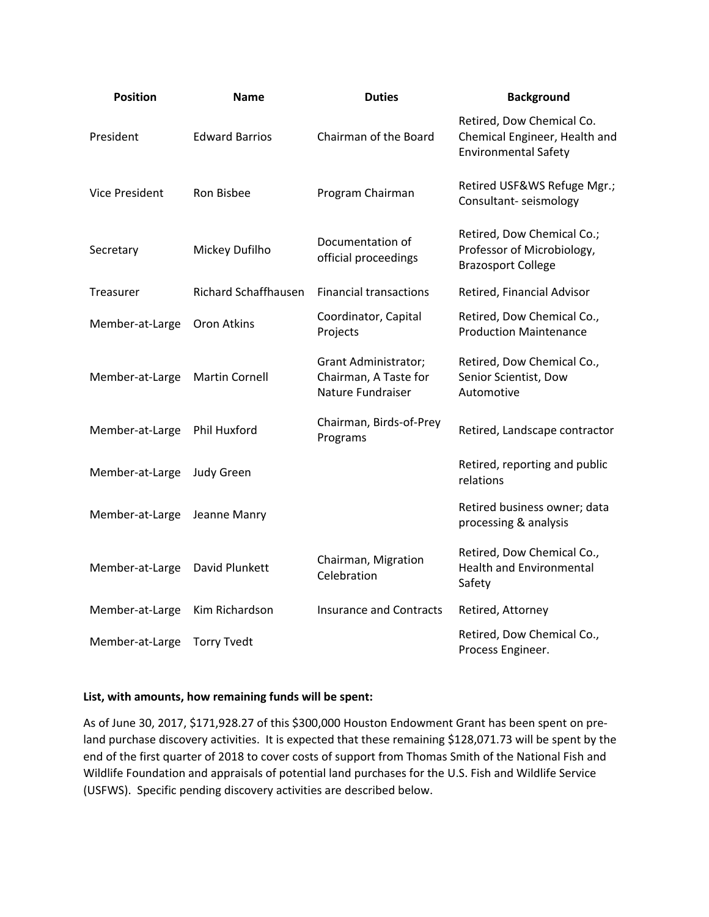| Position | Name | Duties | Background |
| --- | --- | --- | --- |
| President | Edward Barrios | Chairman of the Board | Retired, Dow Chemical Co. Chemical Engineer, Health and Environmental Safety |
| Vice President | Ron Bisbee | Program Chairman | Retired USF&WS Refuge Mgr.; Consultant- seismology |
| Secretary | Mickey Dufilho | Documentation of official proceedings | Retired, Dow Chemical Co.; Professor of Microbiology, Brazosport College |
| Treasurer | Richard Schaffhausen | Financial transactions | Retired, Financial Advisor |
| Member-at-Large | Oron Atkins | Coordinator, Capital Projects | Retired, Dow Chemical Co., Production Maintenance |
| Member-at-Large | Martin Cornell | Grant Administrator; Chairman, A Taste for Nature Fundraiser | Retired, Dow Chemical Co., Senior Scientist, Dow Automotive |
| Member-at-Large | Phil Huxford | Chairman, Birds-of-Prey Programs | Retired, Landscape contractor |
| Member-at-Large | Judy Green | | Retired, reporting and public relations |
| Member-at-Large | Jeanne Manry | | Retired business owner; data processing & analysis |
| Member-at-Large | David Plunkett | Chairman, Migration Celebration | Retired, Dow Chemical Co., Health and Environmental Safety |
| Member-at-Large | Kim Richardson | Insurance and Contracts | Retired, Attorney |
| Member-at-Large | Torry Tvedt | | Retired, Dow Chemical Co., Process Engineer. |

**List, with amounts, how remaining funds will be spent:**

As of June 30, 2017, $171,928.27 of this $300,000 Houston Endowment Grant has been spent on pre-land purchase discovery activities. It is expected that these remaining $128,071.73 will be spent by the end of the first quarter of 2018 to cover costs of support from Thomas Smith of the National Fish and Wildlife Foundation and appraisals of potential land purchases for the U.S. Fish and Wildlife Service (USFWS). Specific pending discovery activities are described below.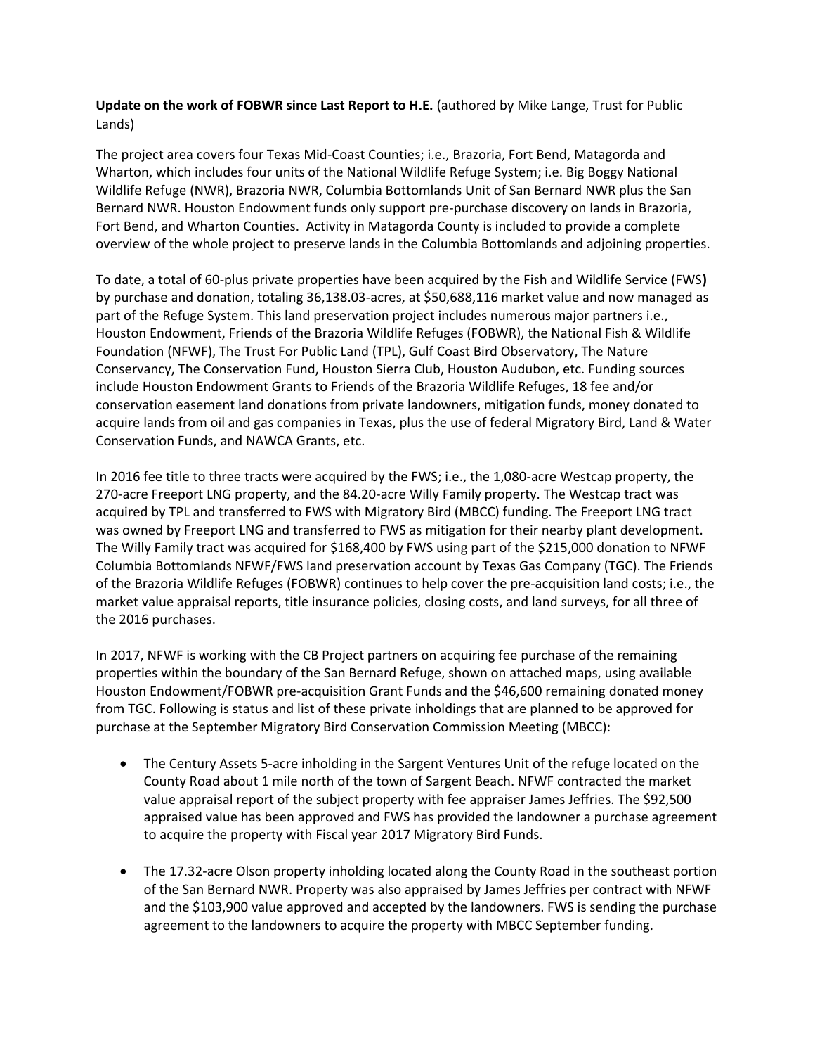**Update on the work of FOBWR since Last Report to H.E.** (authored by Mike Lange, Trust for Public Lands)

The project area covers four Texas Mid-Coast Counties; i.e., Brazoria, Fort Bend, Matagorda and Wharton, which includes four units of the National Wildlife Refuge System; i.e. Big Boggy National Wildlife Refuge (NWR), Brazoria NWR, Columbia Bottomlands Unit of San Bernard NWR plus the San Bernard NWR. Houston Endowment funds only support pre-purchase discovery on lands in Brazoria, Fort Bend, and Wharton Counties. Activity in Matagorda County is included to provide a complete overview of the whole project to preserve lands in the Columbia Bottomlands and adjoining properties.

To date, a total of 60-plus private properties have been acquired by the Fish and Wildlife Service (FWS**)** by purchase and donation, totaling 36,138.03-acres, at $50,688,116 market value and now managed as part of the Refuge System. This land preservation project includes numerous major partners i.e., Houston Endowment, Friends of the Brazoria Wildlife Refuges (FOBWR), the National Fish & Wildlife Foundation (NFWF), The Trust For Public Land (TPL), Gulf Coast Bird Observatory, The Nature Conservancy, The Conservation Fund, Houston Sierra Club, Houston Audubon, etc. Funding sources include Houston Endowment Grants to Friends of the Brazoria Wildlife Refuges, 18 fee and/or conservation easement land donations from private landowners, mitigation funds, money donated to acquire lands from oil and gas companies in Texas, plus the use of federal Migratory Bird, Land & Water Conservation Funds, and NAWCA Grants, etc.

In 2016 fee title to three tracts were acquired by the FWS; i.e., the 1,080-acre Westcap property, the 270-acre Freeport LNG property, and the 84.20-acre Willy Family property. The Westcap tract was acquired by TPL and transferred to FWS with Migratory Bird (MBCC) funding. The Freeport LNG tract was owned by Freeport LNG and transferred to FWS as mitigation for their nearby plant development. The Willy Family tract was acquired for $168,400 by FWS using part of the $215,000 donation to NFWF Columbia Bottomlands NFWF/FWS land preservation account by Texas Gas Company (TGC). The Friends of the Brazoria Wildlife Refuges (FOBWR) continues to help cover the pre-acquisition land costs; i.e., the market value appraisal reports, title insurance policies, closing costs, and land surveys, for all three of the 2016 purchases.

In 2017, NFWF is working with the CB Project partners on acquiring fee purchase of the remaining properties within the boundary of the San Bernard Refuge, shown on attached maps, using available Houston Endowment/FOBWR pre-acquisition Grant Funds and the $46,600 remaining donated money from TGC. Following is status and list of these private inholdings that are planned to be approved for purchase at the September Migratory Bird Conservation Commission Meeting (MBCC):

- The Century Assets 5-acre inholding in the Sargent Ventures Unit of the refuge located on the County Road about 1 mile north of the town of Sargent Beach. NFWF contracted the market value appraisal report of the subject property with fee appraiser James Jeffries. The $92,500 appraised value has been approved and FWS has provided the landowner a purchase agreement to acquire the property with Fiscal year 2017 Migratory Bird Funds.

- The 17.32-acre Olson property inholding located along the County Road in the southeast portion of the San Bernard NWR. Property was also appraised by James Jeffries per contract with NFWF and the $103,900 value approved and accepted by the landowners. FWS is sending the purchase agreement to the landowners to acquire the property with MBCC September funding.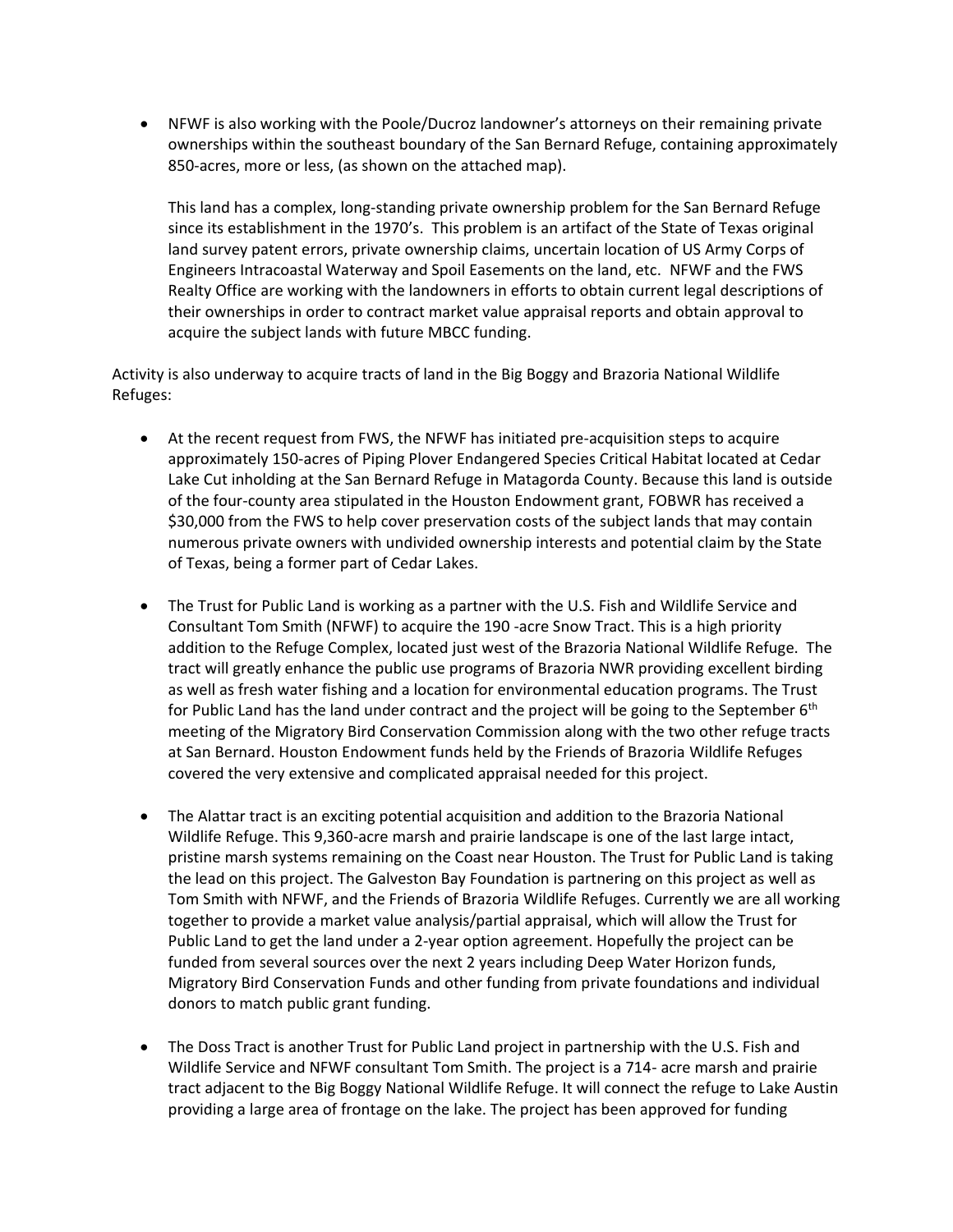- NFWF is also working with the Poole/Ducroz landowner's attorneys on their remaining private ownerships within the southeast boundary of the San Bernard Refuge, containing approximately 850-acres, more or less, (as shown on the attached map).

  This land has a complex, long-standing private ownership problem for the San Bernard Refuge since its establishment in the 1970's. This problem is an artifact of the State of Texas original land survey patent errors, private ownership claims, uncertain location of US Army Corps of Engineers Intracoastal Waterway and Spoil Easements on the land, etc. NFWF and the FWS Realty Office are working with the landowners in efforts to obtain current legal descriptions of their ownerships in order to contract market value appraisal reports and obtain approval to acquire the subject lands with future MBCC funding.

Activity is also underway to acquire tracts of land in the Big Boggy and Brazoria National Wildlife Refuges:

- At the recent request from FWS, the NFWF has initiated pre-acquisition steps to acquire approximately 150-acres of Piping Plover Endangered Species Critical Habitat located at Cedar Lake Cut inholding at the San Bernard Refuge in Matagorda County. Because this land is outside of the four-county area stipulated in the Houston Endowment grant, FOBWR has received a $30,000 from the FWS to help cover preservation costs of the subject lands that may contain numerous private owners with undivided ownership interests and potential claim by the State of Texas, being a former part of Cedar Lakes.

- The Trust for Public Land is working as a partner with the U.S. Fish and Wildlife Service and Consultant Tom Smith (NFWF) to acquire the 190 -acre Snow Tract. This is a high priority addition to the Refuge Complex, located just west of the Brazoria National Wildlife Refuge. The tract will greatly enhance the public use programs of Brazoria NWR providing excellent birding as well as fresh water fishing and a location for environmental education programs. The Trust for Public Land has the land under contract and the project will be going to the September 6th meeting of the Migratory Bird Conservation Commission along with the two other refuge tracts at San Bernard. Houston Endowment funds held by the Friends of Brazoria Wildlife Refuges covered the very extensive and complicated appraisal needed for this project.

- The Alattar tract is an exciting potential acquisition and addition to the Brazoria National Wildlife Refuge. This 9,360-acre marsh and prairie landscape is one of the last large intact, pristine marsh systems remaining on the Coast near Houston. The Trust for Public Land is taking the lead on this project. The Galveston Bay Foundation is partnering on this project as well as Tom Smith with NFWF, and the Friends of Brazoria Wildlife Refuges. Currently we are all working together to provide a market value analysis/partial appraisal, which will allow the Trust for Public Land to get the land under a 2-year option agreement. Hopefully the project can be funded from several sources over the next 2 years including Deep Water Horizon funds, Migratory Bird Conservation Funds and other funding from private foundations and individual donors to match public grant funding.

- The Doss Tract is another Trust for Public Land project in partnership with the U.S. Fish and Wildlife Service and NFWF consultant Tom Smith. The project is a 714- acre marsh and prairie tract adjacent to the Big Boggy National Wildlife Refuge. It will connect the refuge to Lake Austin providing a large area of frontage on the lake. The project has been approved for funding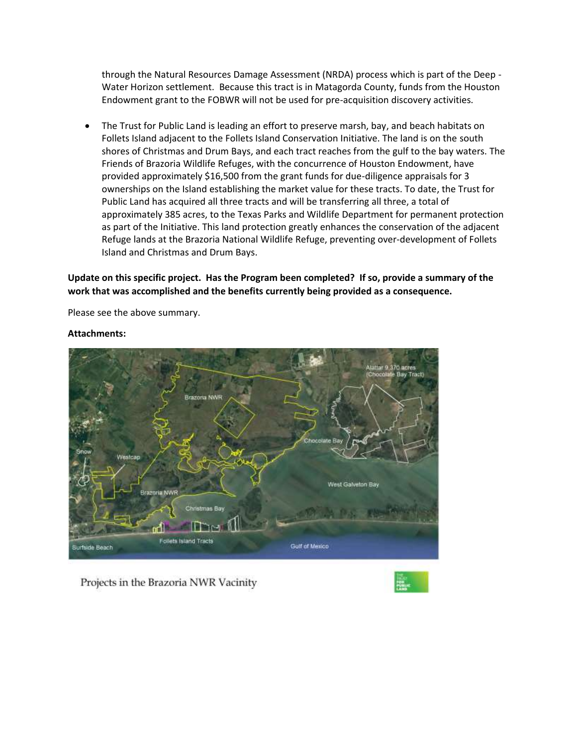through the Natural Resources Damage Assessment (NRDA) process which is part of the Deep - Water Horizon settlement. Because this tract is in Matagorda County, funds from the Houston Endowment grant to the FOBWR will not be used for pre-acquisition discovery activities.

- The Trust for Public Land is leading an effort to preserve marsh, bay, and beach habitats on Follets Island adjacent to the Follets Island Conservation Initiative. The land is on the south shores of Christmas and Drum Bays, and each tract reaches from the gulf to the bay waters. The Friends of Brazoria Wildlife Refuges, with the concurrence of Houston Endowment, have provided approximately $16,500 from the grant funds for due-diligence appraisals for 3 ownerships on the Island establishing the market value for these tracts. To date, the Trust for Public Land has acquired all three tracts and will be transferring all three, a total of approximately 385 acres, to the Texas Parks and Wildlife Department for permanent protection as part of the Initiative. This land protection greatly enhances the conservation of the adjacent Refuge lands at the Brazoria National Wildlife Refuge, preventing over-development of Follets Island and Christmas and Drum Bays.

**Update on this specific project. Has the Program been completed? If so, provide a summary of the work that was accomplished and the benefits currently being provided as a consequence.**

Please see the above summary.

**Attachments:**

Projects in the Brazoria NWR Vacinity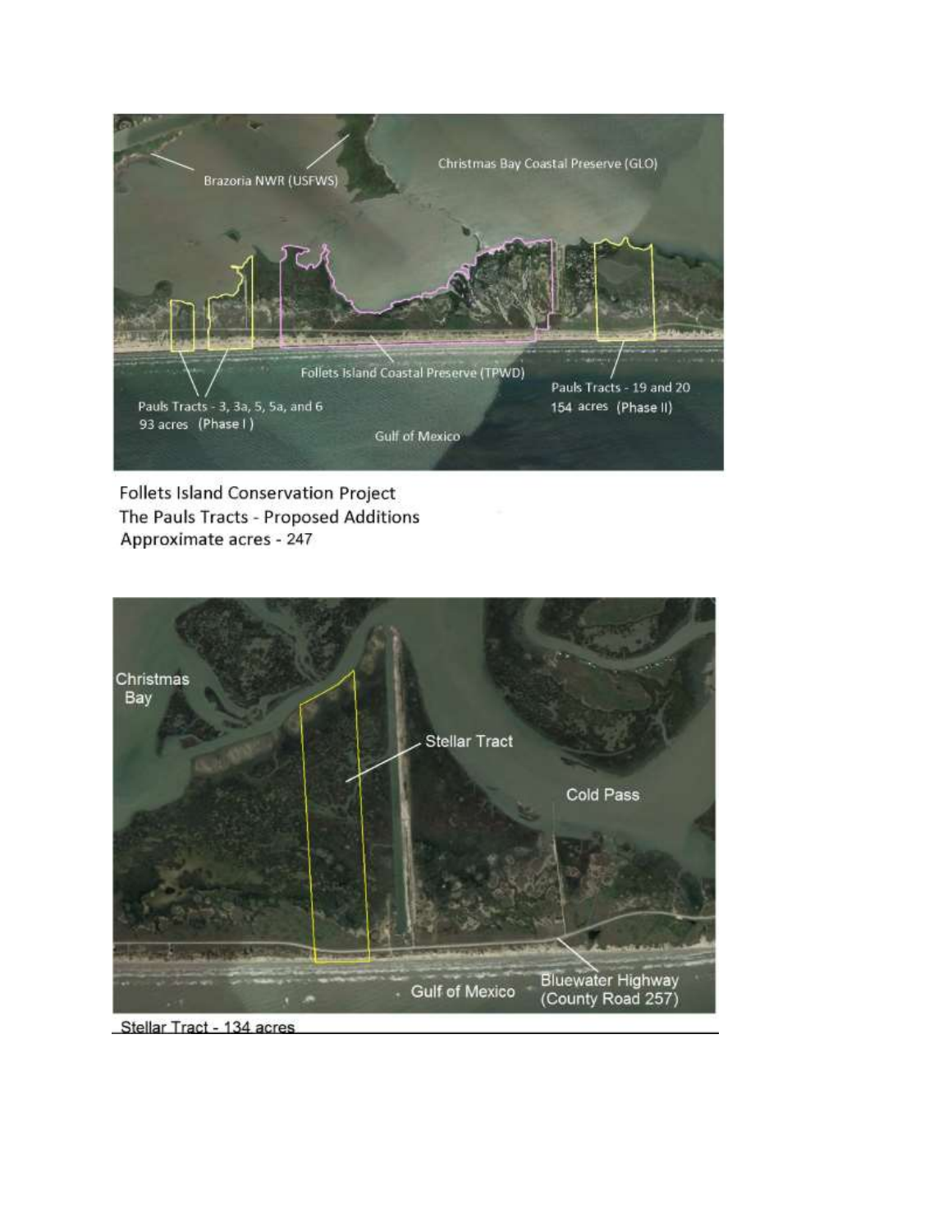Brazoria NWR (USFWS)

Christmas Bay Coastal Preserve (GLO)

Follets Island Coastal Preserve (TPWD)

Pauls Tracts - 3, 3a, 5, 5a, and 6
93 acres (Phase I)

Pauls Tracts - 19 and 20
154 acres (Phase II)

Gulf of Mexico

Follets Island Conservation Project
The Pauls Tracts - Proposed Additions
Approximate acres - 247

Christmas Bay

Stellar Tract

Cold Pass

Gulf of Mexico

Bluewater Highway
(County Road 257)

Stellar Tract - 134 acres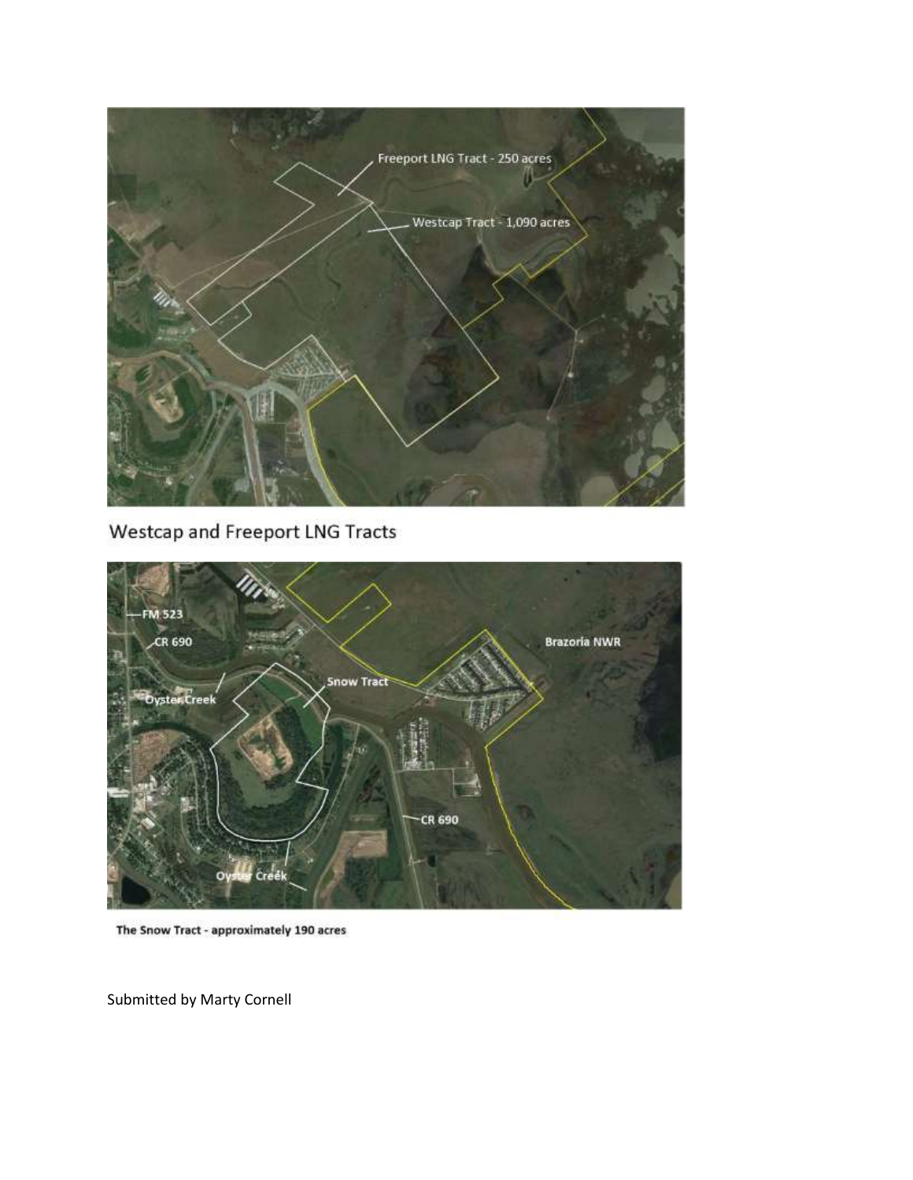Westcap and Freeport LNG Tracts

**The Snow Tract - approximately 190 acres**

Submitted by Marty Cornell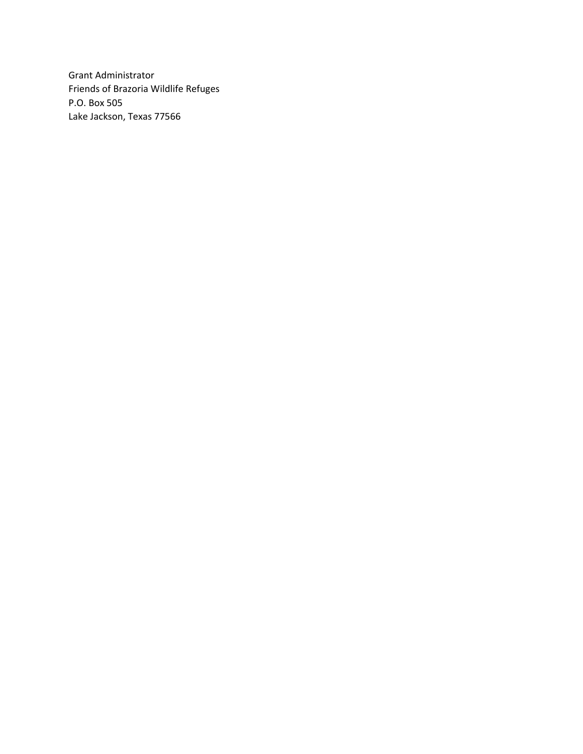Grant Administrator  
Friends of Brazoria Wildlife Refuges  
P.O. Box 505  
Lake Jackson, Texas 77566